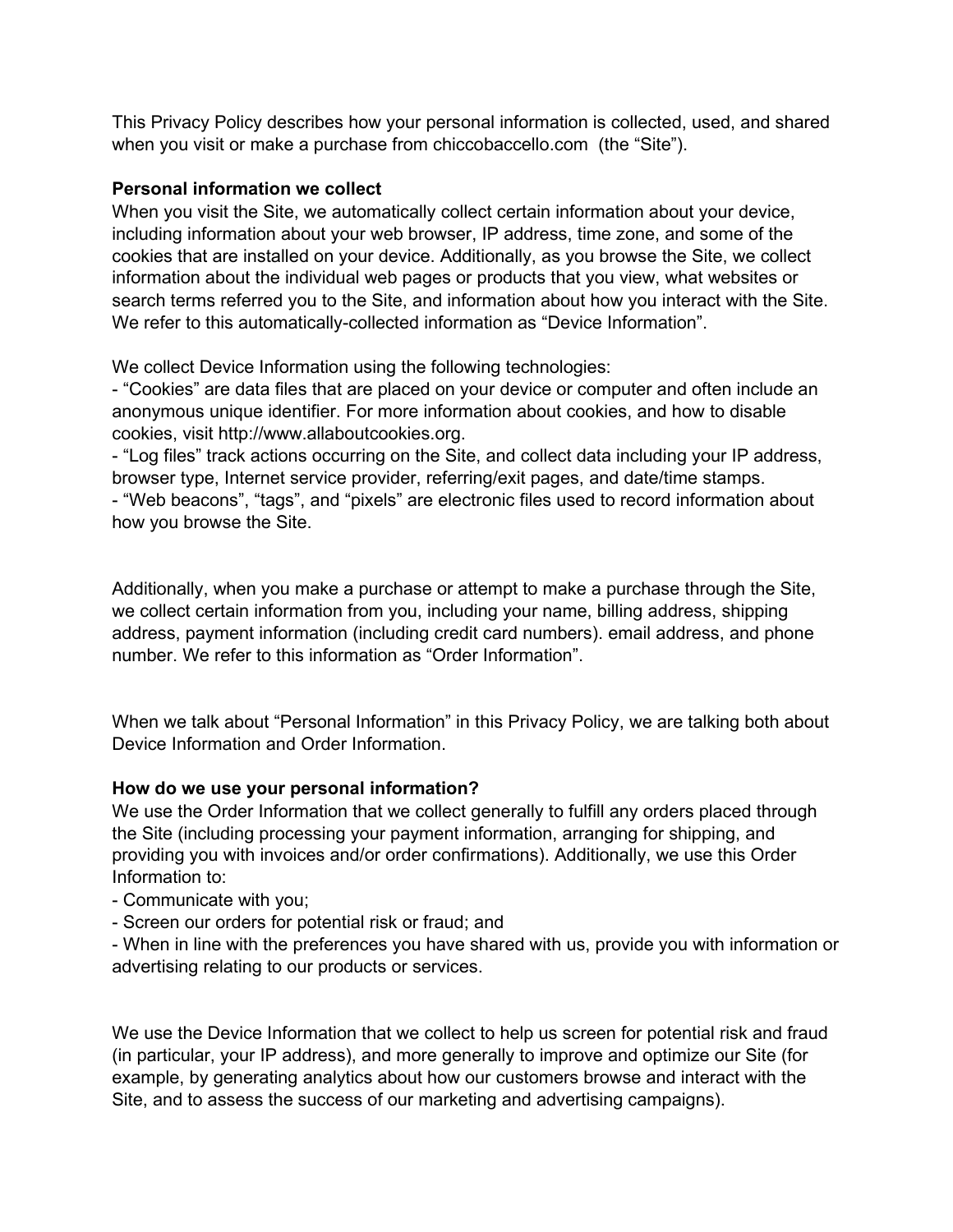This Privacy Policy describes how your personal information is collected, used, and shared when you visit or make a purchase from chiccobaccello.com (the "Site").

**Personal information we collect**

When you visit the Site, we automatically collect certain information about your device, including information about your web browser, IP address, time zone, and some of the cookies that are installed on your device. Additionally, as you browse the Site, we collect information about the individual web pages or products that you view, what websites or search terms referred you to the Site, and information about how you interact with the Site. We refer to this automatically-collected information as "Device Information".

We collect Device Information using the following technologies:

- "Cookies" are data files that are placed on your device or computer and often include an anonymous unique identifier. For more information about cookies, and how to disable cookies, visit http://www.allaboutcookies.org.
- "Log files" track actions occurring on the Site, and collect data including your IP address, browser type, Internet service provider, referring/exit pages, and date/time stamps.
- "Web beacons", "tags", and "pixels" are electronic files used to record information about how you browse the Site.

Additionally, when you make a purchase or attempt to make a purchase through the Site, we collect certain information from you, including your name, billing address, shipping address, payment information (including credit card numbers). email address, and phone number. We refer to this information as "Order Information".

When we talk about "Personal Information" in this Privacy Policy, we are talking both about Device Information and Order Information.

**How do we use your personal information?**

We use the Order Information that we collect generally to fulfill any orders placed through the Site (including processing your payment information, arranging for shipping, and providing you with invoices and/or order confirmations). Additionally, we use this Order Information to:

- Communicate with you;
- Screen our orders for potential risk or fraud; and
- When in line with the preferences you have shared with us, provide you with information or advertising relating to our products or services.

We use the Device Information that we collect to help us screen for potential risk and fraud (in particular, your IP address), and more generally to improve and optimize our Site (for example, by generating analytics about how our customers browse and interact with the Site, and to assess the success of our marketing and advertising campaigns).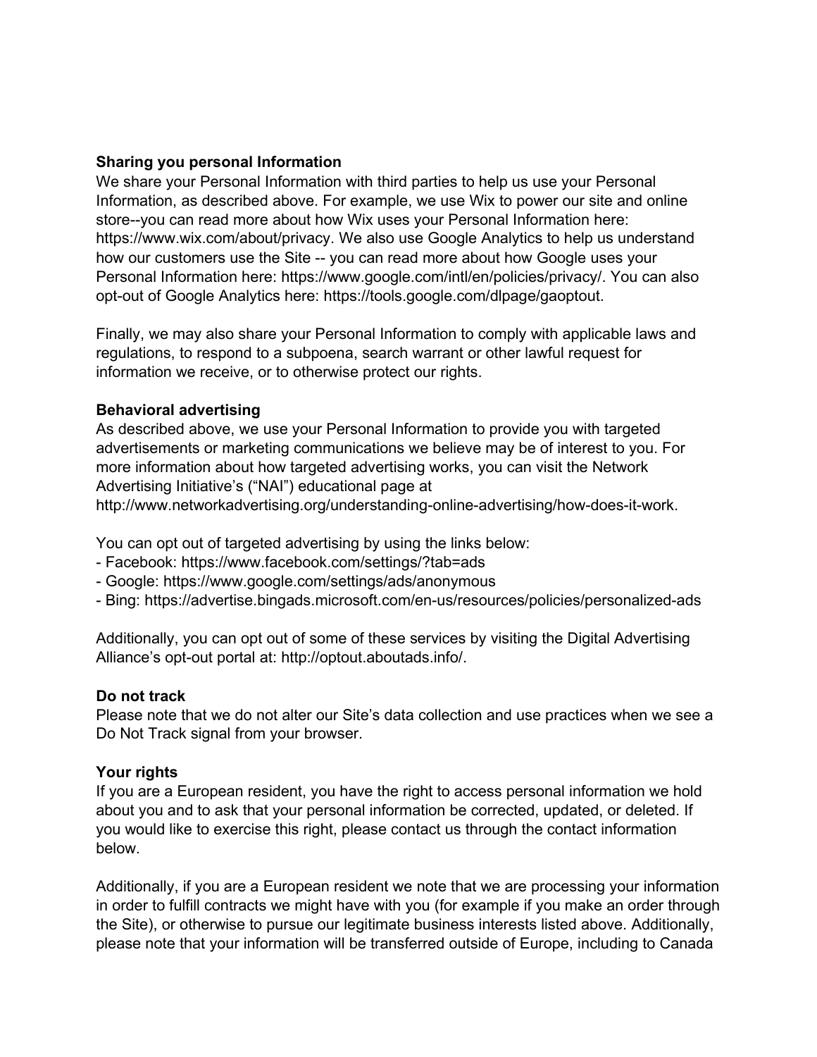**Sharing you personal Information**

We share your Personal Information with third parties to help us use your Personal Information, as described above. For example, we use Wix to power our site and online store--you can read more about how Wix uses your Personal Information here: https://www.wix.com/about/privacy. We also use Google Analytics to help us understand how our customers use the Site -- you can read more about how Google uses your Personal Information here: https://www.google.com/intl/en/policies/privacy/. You can also opt-out of Google Analytics here: https://tools.google.com/dlpage/gaoptout.

Finally, we may also share your Personal Information to comply with applicable laws and regulations, to respond to a subpoena, search warrant or other lawful request for information we receive, or to otherwise protect our rights.

**Behavioral advertising**

As described above, we use your Personal Information to provide you with targeted advertisements or marketing communications we believe may be of interest to you. For more information about how targeted advertising works, you can visit the Network Advertising Initiative's ("NAI") educational page at http://www.networkadvertising.org/understanding-online-advertising/how-does-it-work.

You can opt out of targeted advertising by using the links below:

- Facebook: https://www.facebook.com/settings/?tab=ads
- Google: https://www.google.com/settings/ads/anonymous
- Bing: https://advertise.bingads.microsoft.com/en-us/resources/policies/personalized-ads

Additionally, you can opt out of some of these services by visiting the Digital Advertising Alliance's opt-out portal at: http://optout.aboutads.info/.

**Do not track**

Please note that we do not alter our Site's data collection and use practices when we see a Do Not Track signal from your browser.

**Your rights**

If you are a European resident, you have the right to access personal information we hold about you and to ask that your personal information be corrected, updated, or deleted. If you would like to exercise this right, please contact us through the contact information below.

Additionally, if you are a European resident we note that we are processing your information in order to fulfill contracts we might have with you (for example if you make an order through the Site), or otherwise to pursue our legitimate business interests listed above. Additionally, please note that your information will be transferred outside of Europe, including to Canada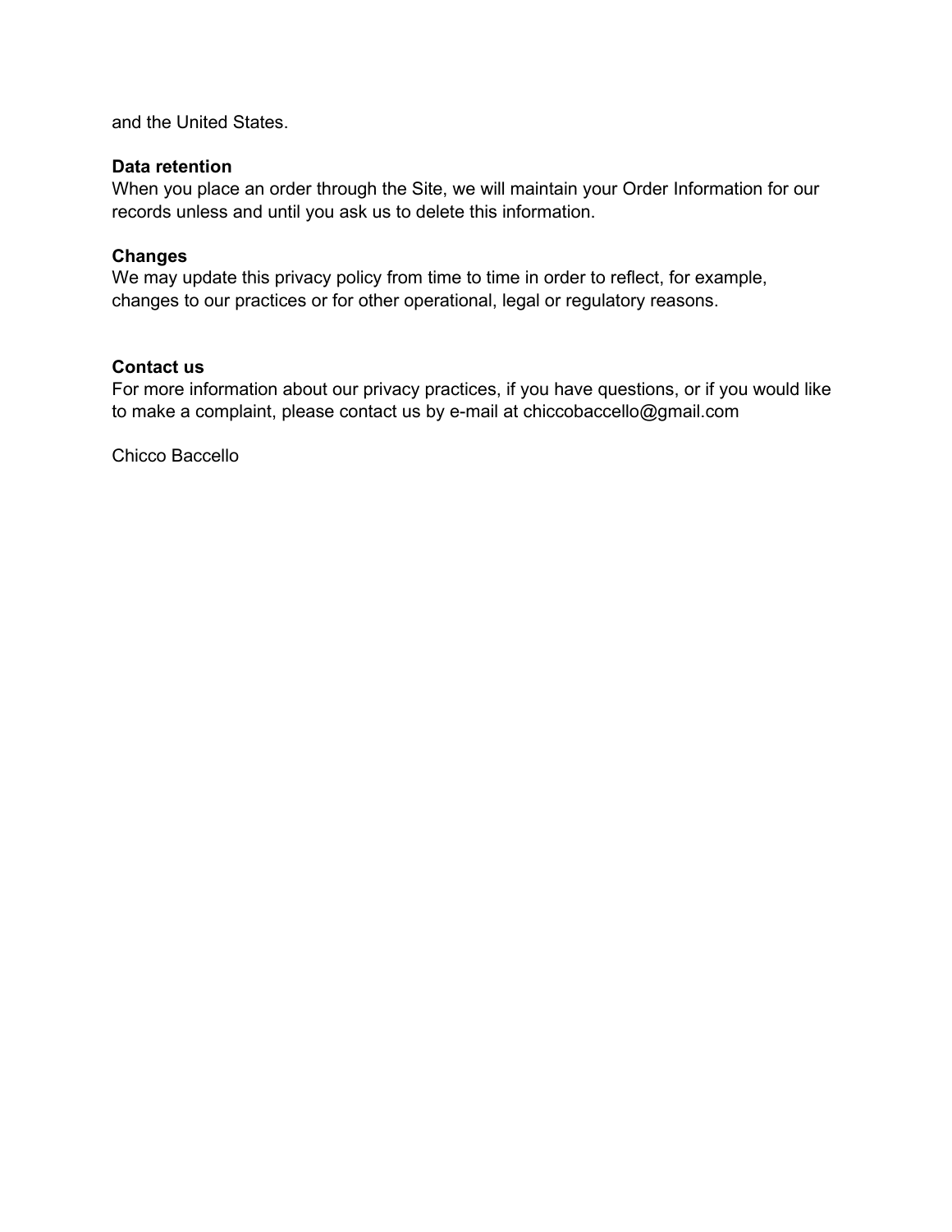and the United States.

**Data retention**
When you place an order through the Site, we will maintain your Order Information for our records unless and until you ask us to delete this information.

**Changes**
We may update this privacy policy from time to time in order to reflect, for example, changes to our practices or for other operational, legal or regulatory reasons.

**Contact us**
For more information about our privacy practices, if you have questions, or if you would like to make a complaint, please contact us by e-mail at chiccobaccello@gmail.com

Chicco Baccello